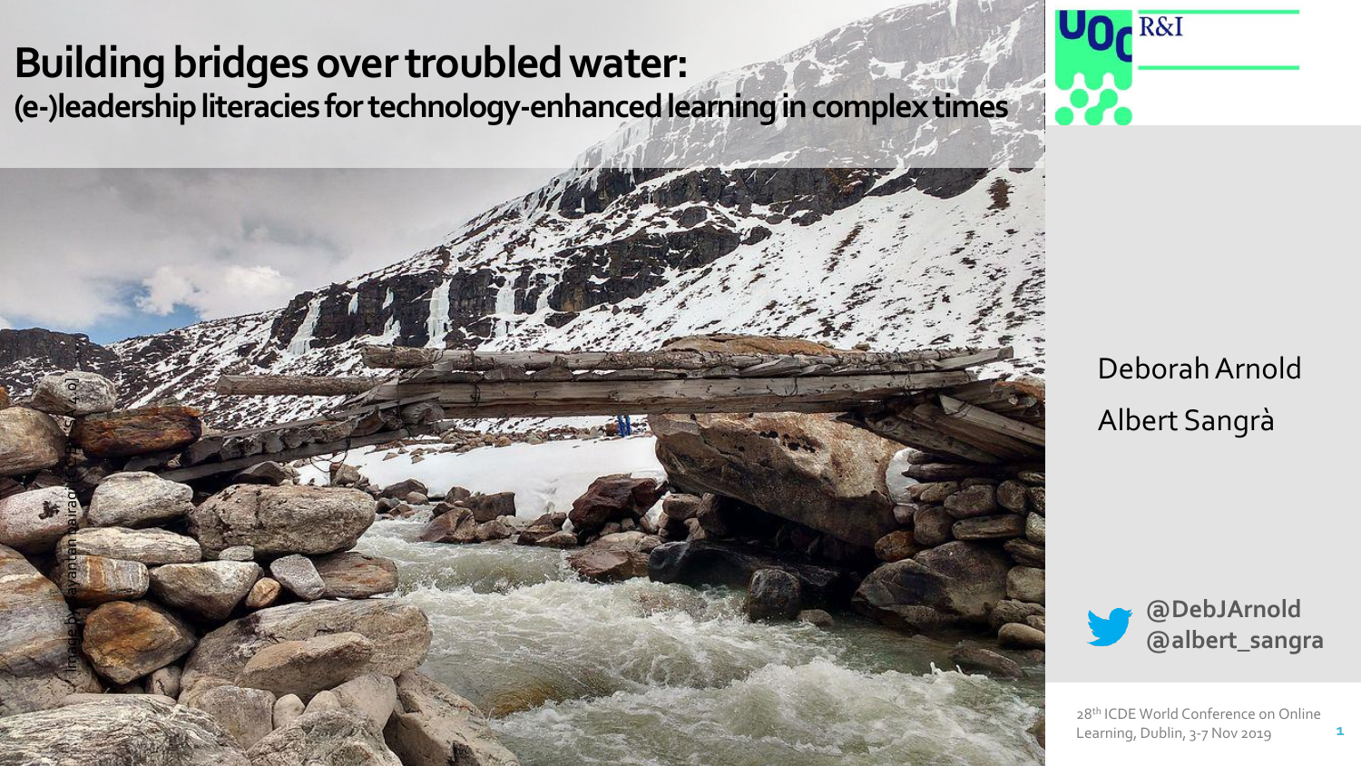# Building bridges over troubled water:

## (e-)leadership literacies for technology-enhanced learning in complex times

Image by Jayantan bairagi CC BY-SA 4.0

UOC R&I

Deborah Arnold

Albert Sangrà

**@DebJArnold**
**@albert_sangra**

28th ICDE World Conference on Online Learning, Dublin, 3-7 Nov 2019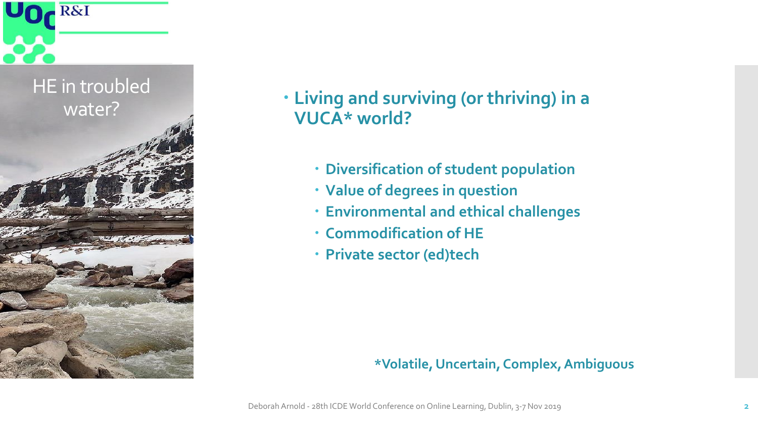# HE in troubled water?

- **Living and surviving (or thriving) in a VUCA* world?**
  - **Diversification of student population**
  - **Value of degrees in question**
  - **Environmental and ethical challenges**
  - **Commodification of HE**
  - **Private sector (ed)tech**

**\*Volatile, Uncertain, Complex, Ambiguous**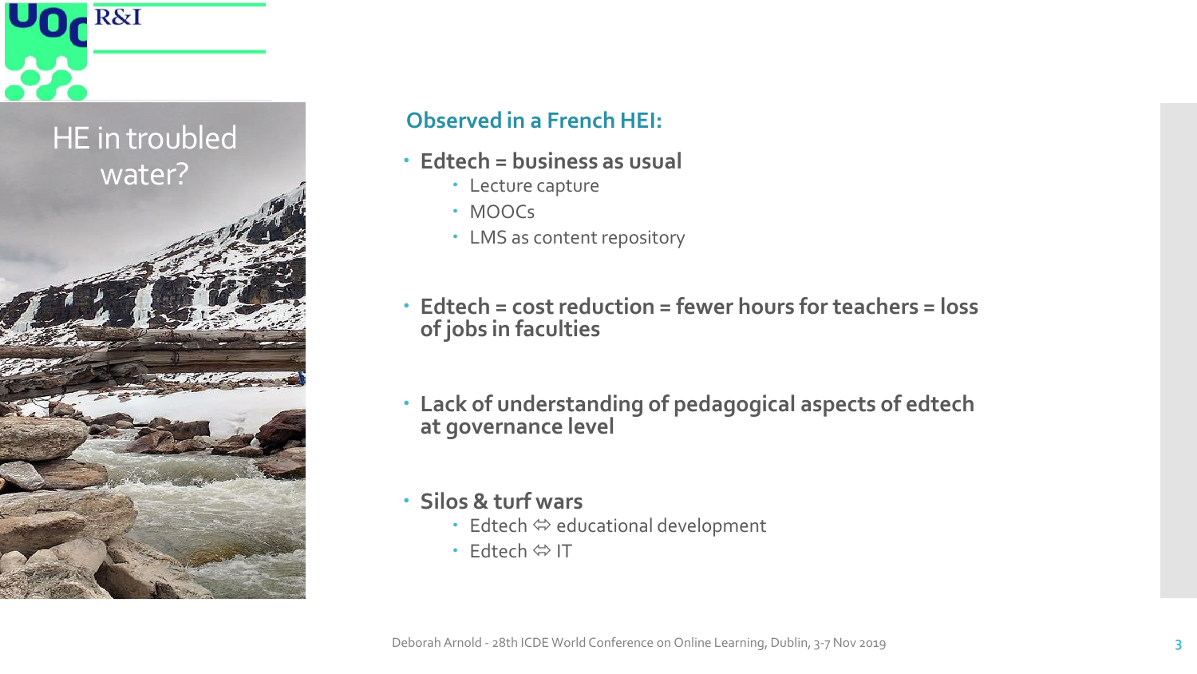# HE in troubled water?

## Observed in a French HEI:

- **Edtech = business as usual**
  - Lecture capture
  - MOOCs
  - LMS as content repository
- **Edtech = cost reduction = fewer hours for teachers = loss of jobs in faculties**
- **Lack of understanding of pedagogical aspects of edtech at governance level**
- **Silos & turf wars**
  - Edtech ⇔ educational development
  - Edtech ⇔ IT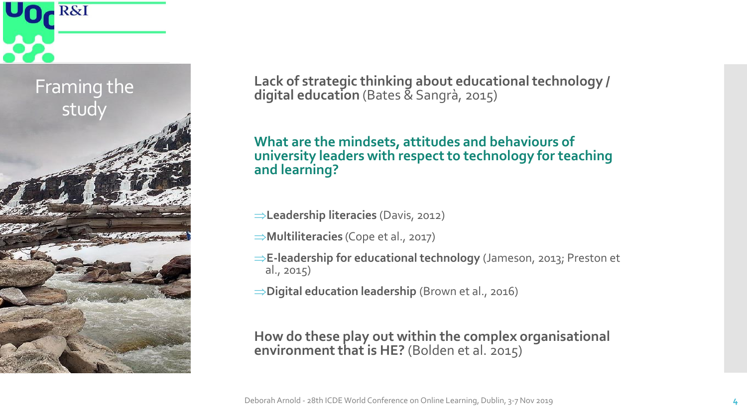# Framing the study

**Lack of strategic thinking about educational technology / digital education** (Bates & Sangrà, 2015)

**What are the mindsets, attitudes and behaviours of university leaders with respect to technology for teaching and learning?**

⇒**Leadership literacies** (Davis, 2012)

⇒**Multiliteracies** (Cope et al., 2017)

⇒**E-leadership for educational technology** (Jameson, 2013; Preston et al., 2015)

⇒**Digital education leadership** (Brown et al., 2016)

**How do these play out within the complex organisational environment that is HE?** (Bolden et al. 2015)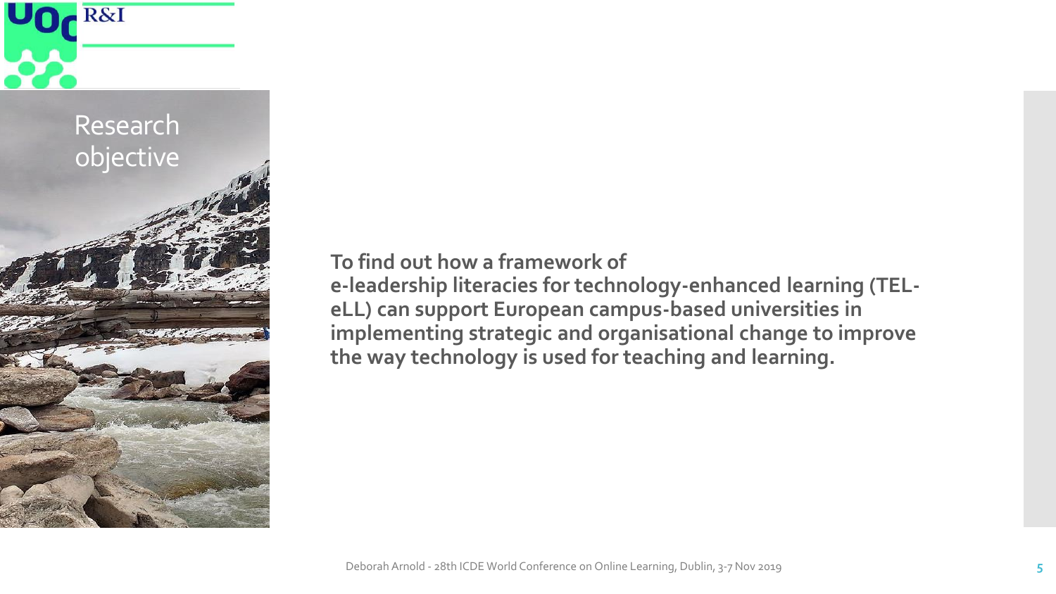# Research objective

**To find out how a framework of e-leadership literacies for technology-enhanced learning (TEL-eLL) can support European campus-based universities in implementing strategic and organisational change to improve the way technology is used for teaching and learning.**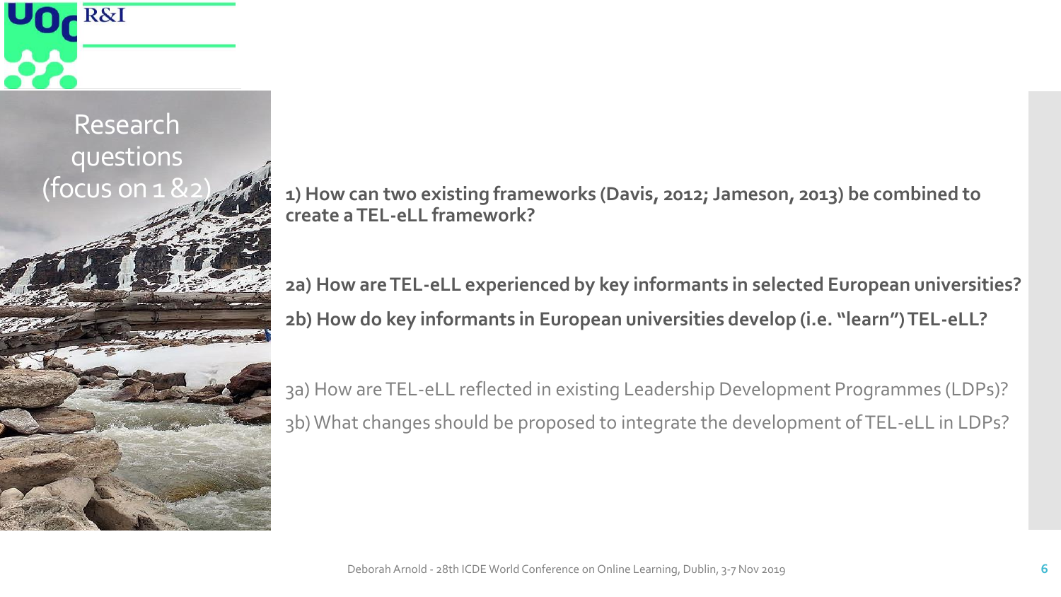# Research questions (focus on 1 &2)

**1) How can two existing frameworks (Davis, 2012; Jameson, 2013) be combined to create a TEL-eLL framework?**

**2a) How are TEL-eLL experienced by key informants in selected European universities?**

**2b) How do key informants in European universities develop (i.e. "learn") TEL-eLL?**

3a) How are TEL-eLL reflected in existing Leadership Development Programmes (LDPs)?

3b) What changes should be proposed to integrate the development of TEL-eLL in LDPs?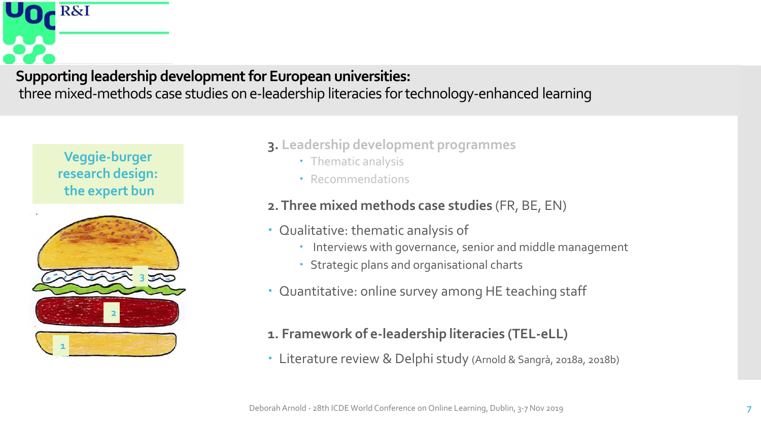**Supporting leadership development for European universities:**
three mixed-methods case studies on e-leadership literacies for technology-enhanced learning

Veggie-burger research design: the expert bun

3. Leadership development programmes
   - Thematic analysis
   - Recommendations

**2. Three mixed methods case studies** (FR, BE, EN)

- Qualitative: thematic analysis of
  - Interviews with governance, senior and middle management
  - Strategic plans and organisational charts
- Quantitative: online survey among HE teaching staff

**1. Framework of e-leadership literacies (TEL-eLL)**

- Literature review & Delphi study (Arnold & Sangrà, 2018a, 2018b)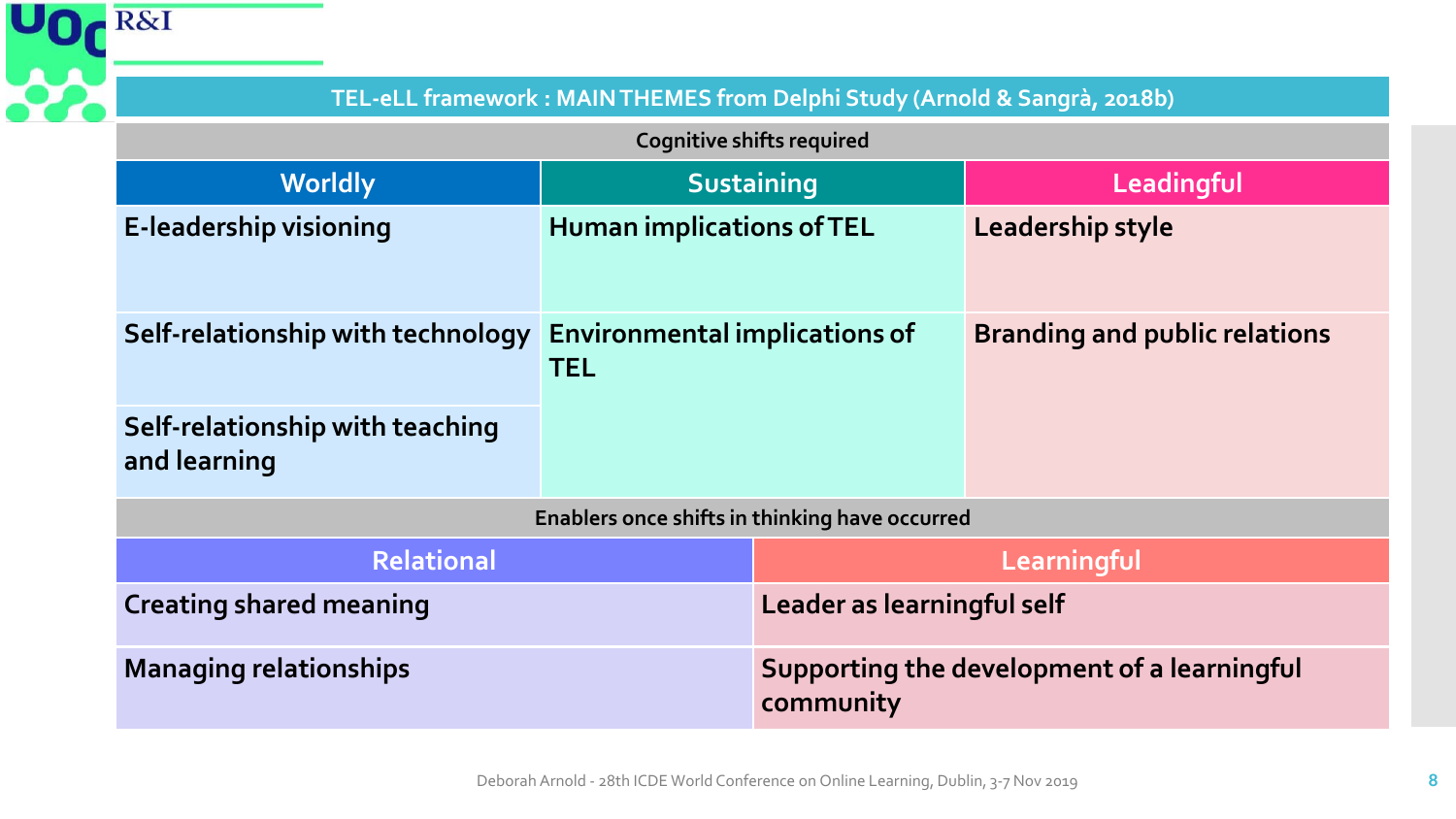## TEL-eLL framework : MAIN THEMES from Delphi Study (Arnold & Sangrà, 2018b)

**Cognitive shifts required**

| Worldly | Sustaining | Leadingful |
|---|---|---|
| E-leadership visioning | Human implications of TEL | Leadership style |
| Self-relationship with technology | Environmental implications of TEL | Branding and public relations |
| Self-relationship with teaching and learning | | |

**Enablers once shifts in thinking have occurred**

| Relational | Learningful |
|---|---|
| Creating shared meaning | Leader as learningful self |
| Managing relationships | Supporting the development of a learningful community |

Deborah Arnold - 28th ICDE World Conference on Online Learning, Dublin, 3-7 Nov 2019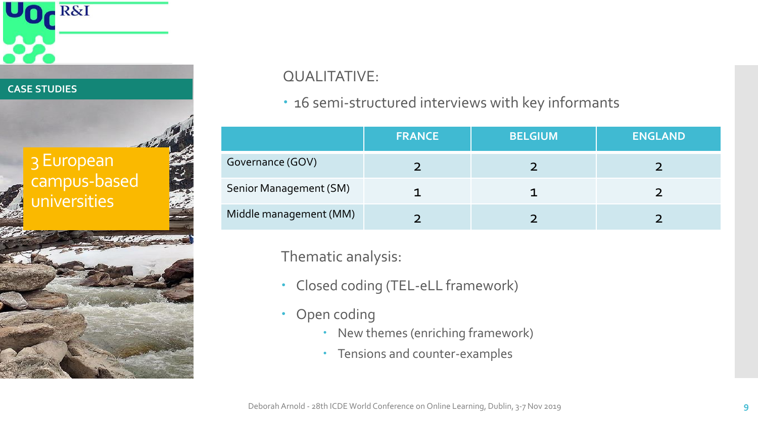CASE STUDIES

3 European campus-based universities

QUALITATIVE:

- 16 semi-structured interviews with key informants

| | FRANCE | BELGIUM | ENGLAND |
|---|---|---|---|
| Governance (GOV) | 2 | 2 | 2 |
| Senior Management (SM) | 1 | 1 | 2 |
| Middle management (MM) | 2 | 2 | 2 |

Thematic analysis:

- Closed coding (TEL-eLL framework)
- Open coding
  - New themes (enriching framework)
  - Tensions and counter-examples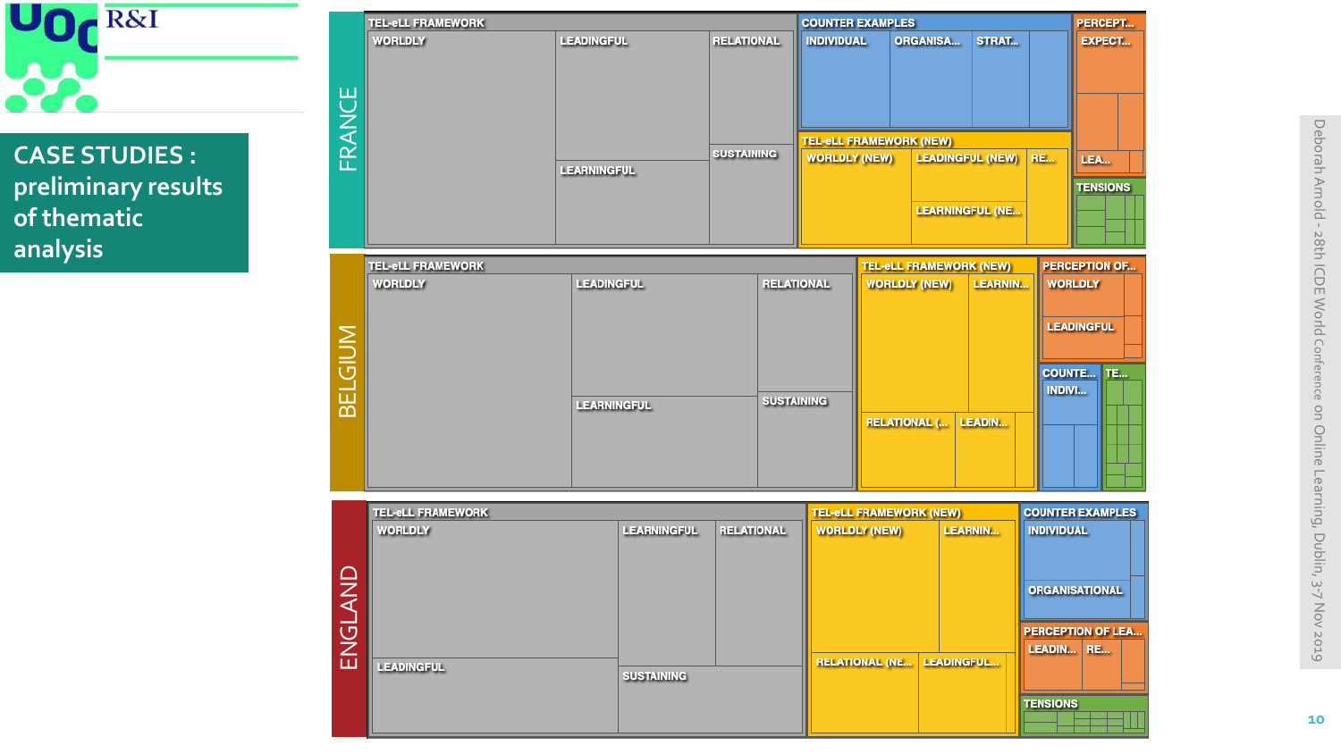# CASE STUDIES : preliminary results of thematic analysis

## FRANCE

- TEL-eLL FRAMEWORK
  - WORLDLY
  - LEADINGFUL
  - RELATIONAL
  - SUSTAINING
  - LEARNINGFUL
- COUNTER EXAMPLES
  - INDIVIDUAL
  - ORGANISA...
  - STRAT...
- PERCEPT...
  - EXPECT...
  - LEA...
- TEL-eLL FRAMEWORK (NEW)
  - WORLDLY (NEW)
  - LEADINGFUL (NEW)
  - RE...
  - LEARNINGFUL (NE...
- TENSIONS

## BELGIUM

- TEL-eLL FRAMEWORK
  - WORLDLY
  - LEADINGFUL
  - RELATIONAL
  - LEARNINGFUL
  - SUSTAINING
- TEL-eLL FRAMEWORK (NEW)
  - WORLDLY (NEW)
  - LEARNIN...
  - RELATIONAL (...
  - LEADIN...
- PERCEPTION OF...
  - WORLDLY
  - LEADINGFUL
- COUNTE...
  - INDIVI...
- TE...

## ENGLAND

- TEL-eLL FRAMEWORK
  - WORLDLY
  - LEARNINGFUL
  - RELATIONAL
  - LEADINGFUL
  - SUSTAINING
- TEL-eLL FRAMEWORK (NEW)
  - WORLDLY (NEW)
  - LEARNIN...
  - RELATIONAL (NE...
  - LEADINGFUL...
- COUNTER EXAMPLES
  - INDIVIDUAL
  - ORGANISATIONAL
- PERCEPTION OF LEA...
  - LEADIN...
  - RE...
- TENSIONS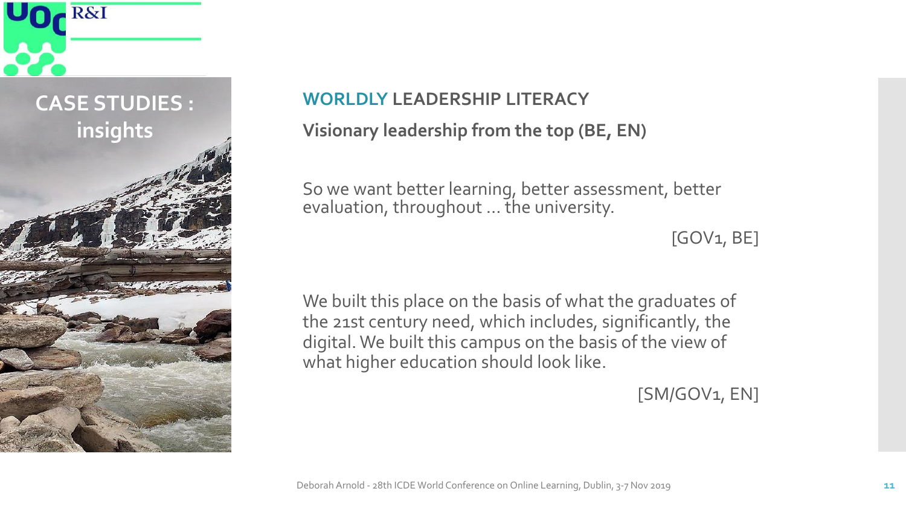# CASE STUDIES : insights

## WORLDLY LEADERSHIP LITERACY

### Visionary leadership from the top (BE, EN)

So we want better learning, better assessment, better evaluation, throughout ... the university.

[GOV1, BE]

We built this place on the basis of what the graduates of the 21st century need, which includes, significantly, the digital. We built this campus on the basis of the view of what higher education should look like.

[SM/GOV1, EN]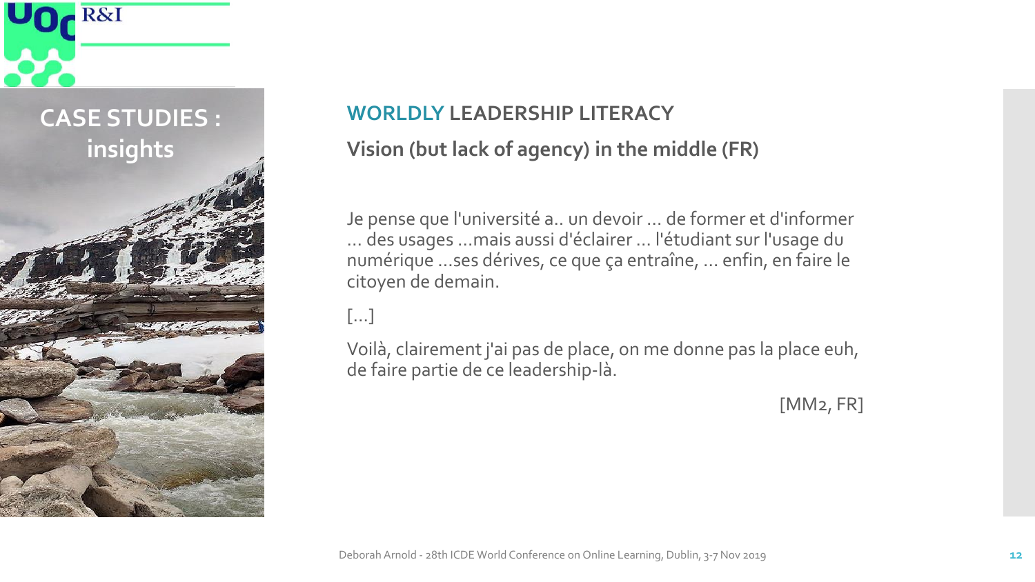## CASE STUDIES : insights

### WORLDLY LEADERSHIP LITERACY

**Vision (but lack of agency) in the middle (FR)**

Je pense que l'université a.. un devoir … de former et d'informer … des usages …mais aussi d'éclairer … l'étudiant sur l'usage du numérique …ses dérives, ce que ça entraîne, … enfin, en faire le citoyen de demain.

[…]

Voilà, clairement j'ai pas de place, on me donne pas la place euh, de faire partie de ce leadership-là.

[MM2, FR]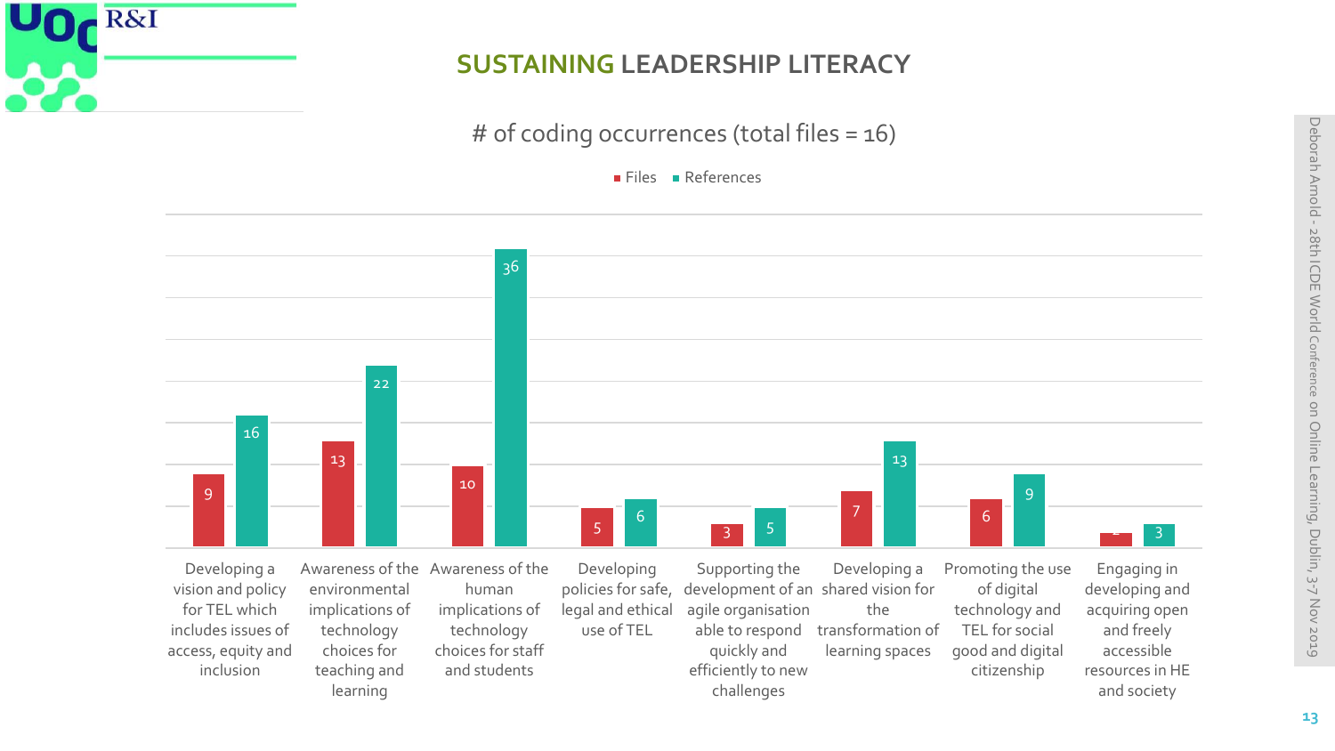## SUSTAINING LEADERSHIP LITERACY

# of coding occurrences (total files = 16)

| Category | Files | References |
|---|---|---|
| Developing a vision and policy for TEL which includes issues of access, equity and inclusion | 9 | 16 |
| Awareness of the environmental implications of technology choices for teaching and learning | 13 | 22 |
| Awareness of the human implications of technology choices for staff and students | 10 | 36 |
| Developing policies for safe, legal and ethical use of TEL | 5 | 6 |
| Supporting the development of an agile organisation able to respond quickly and efficiently to new challenges | 3 | 5 |
| Developing a shared vision for the transformation of learning spaces | 7 | 13 |
| Promoting the use of digital technology and TEL for social good and digital citizenship | 6 | 9 |
| Engaging in developing and acquiring open and freely accessible resources in HE and society | 2 | 3 |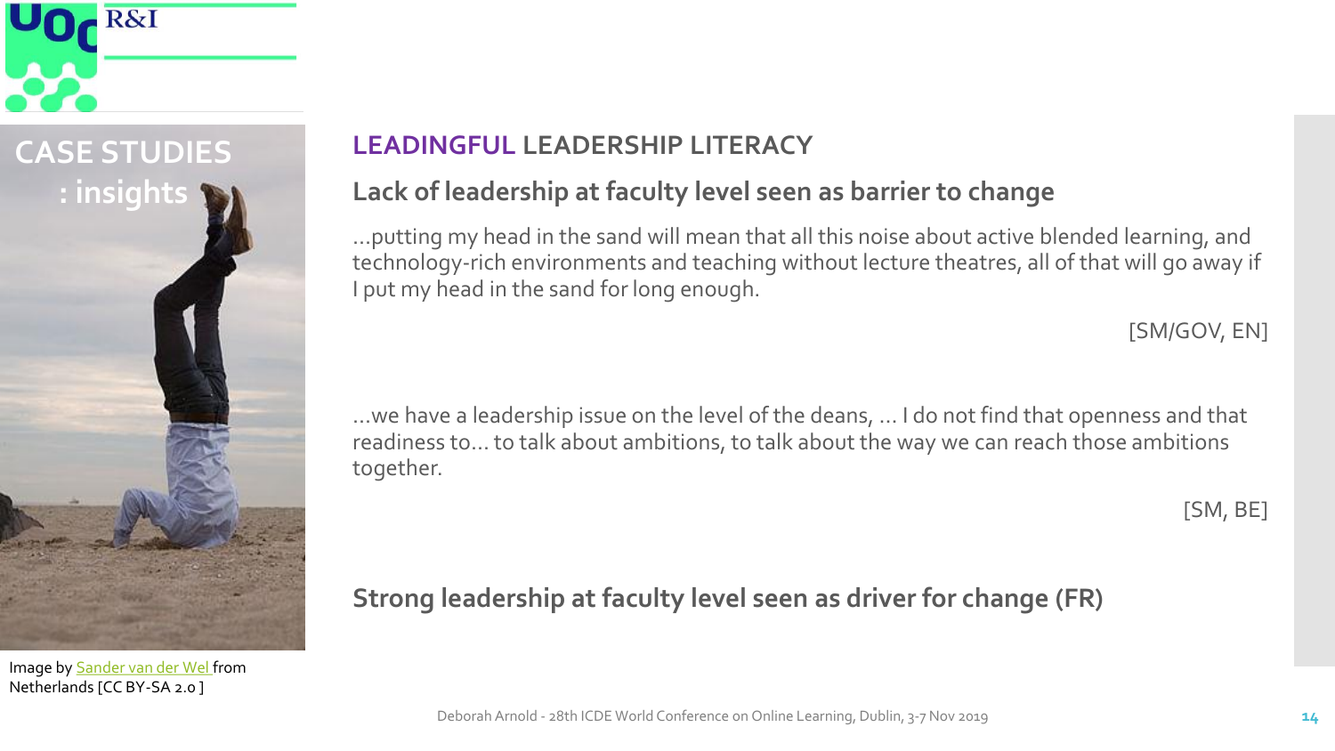UOC R&I

# CASE STUDIES : insights

Image by Sander van der Wel from Netherlands [CC BY-SA 2.0 ]

## LEADINGFUL LEADERSHIP LITERACY

### Lack of leadership at faculty level seen as barrier to change

...putting my head in the sand will mean that all this noise about active blended learning, and technology-rich environments and teaching without lecture theatres, all of that will go away if I put my head in the sand for long enough.

[SM/GOV, EN]

...we have a leadership issue on the level of the deans, ... I do not find that openness and that readiness to... to talk about ambitions, to talk about the way we can reach those ambitions together.

[SM, BE]

### Strong leadership at faculty level seen as driver for change (FR)

Deborah Arnold - 28th ICDE World Conference on Online Learning, Dublin, 3-7 Nov 2019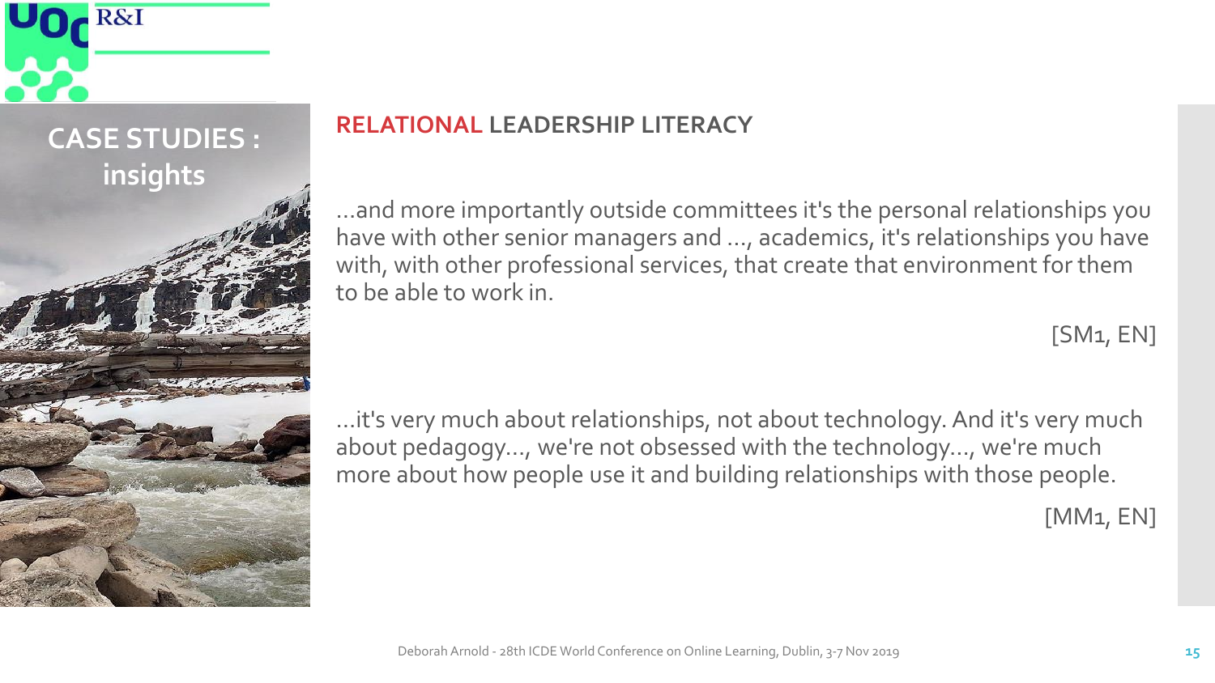## CASE STUDIES : insights

### RELATIONAL LEADERSHIP LITERACY

...and more importantly outside committees it's the personal relationships you have with other senior managers and ..., academics, it's relationships you have with, with other professional services, that create that environment for them to be able to work in.

[SM1, EN]

...it's very much about relationships, not about technology. And it's very much about pedagogy..., we're not obsessed with the technology..., we're much more about how people use it and building relationships with those people.

[MM1, EN]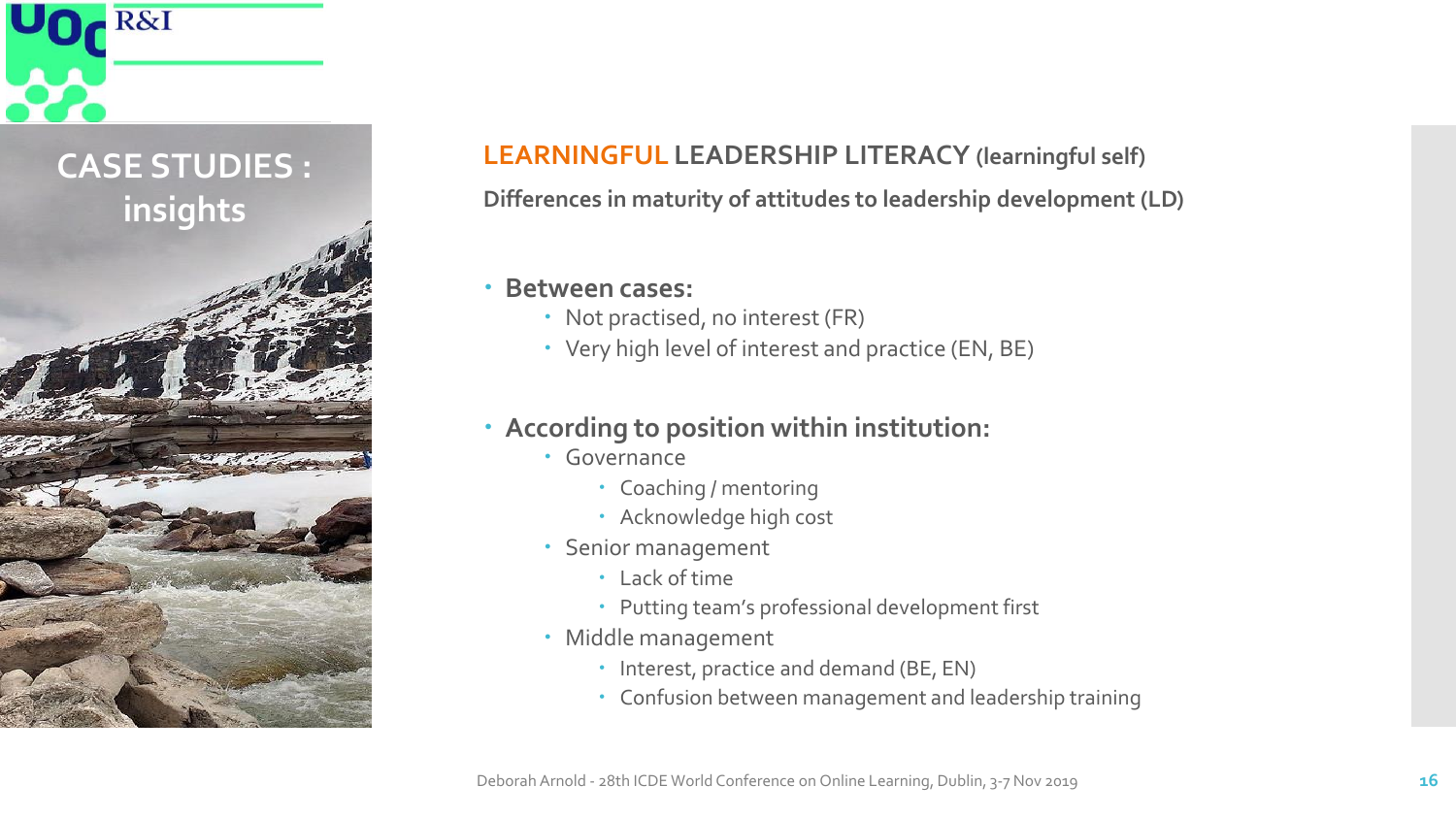## CASE STUDIES : insights

### LEARNINGFUL LEADERSHIP LITERACY (learningful self)

**Differences in maturity of attitudes to leadership development (LD)**

- **Between cases:**
  - Not practised, no interest (FR)
  - Very high level of interest and practice (EN, BE)
- **According to position within institution:**
  - Governance
    - Coaching / mentoring
    - Acknowledge high cost
  - Senior management
    - Lack of time
    - Putting team's professional development first
  - Middle management
    - Interest, practice and demand (BE, EN)
    - Confusion between management and leadership training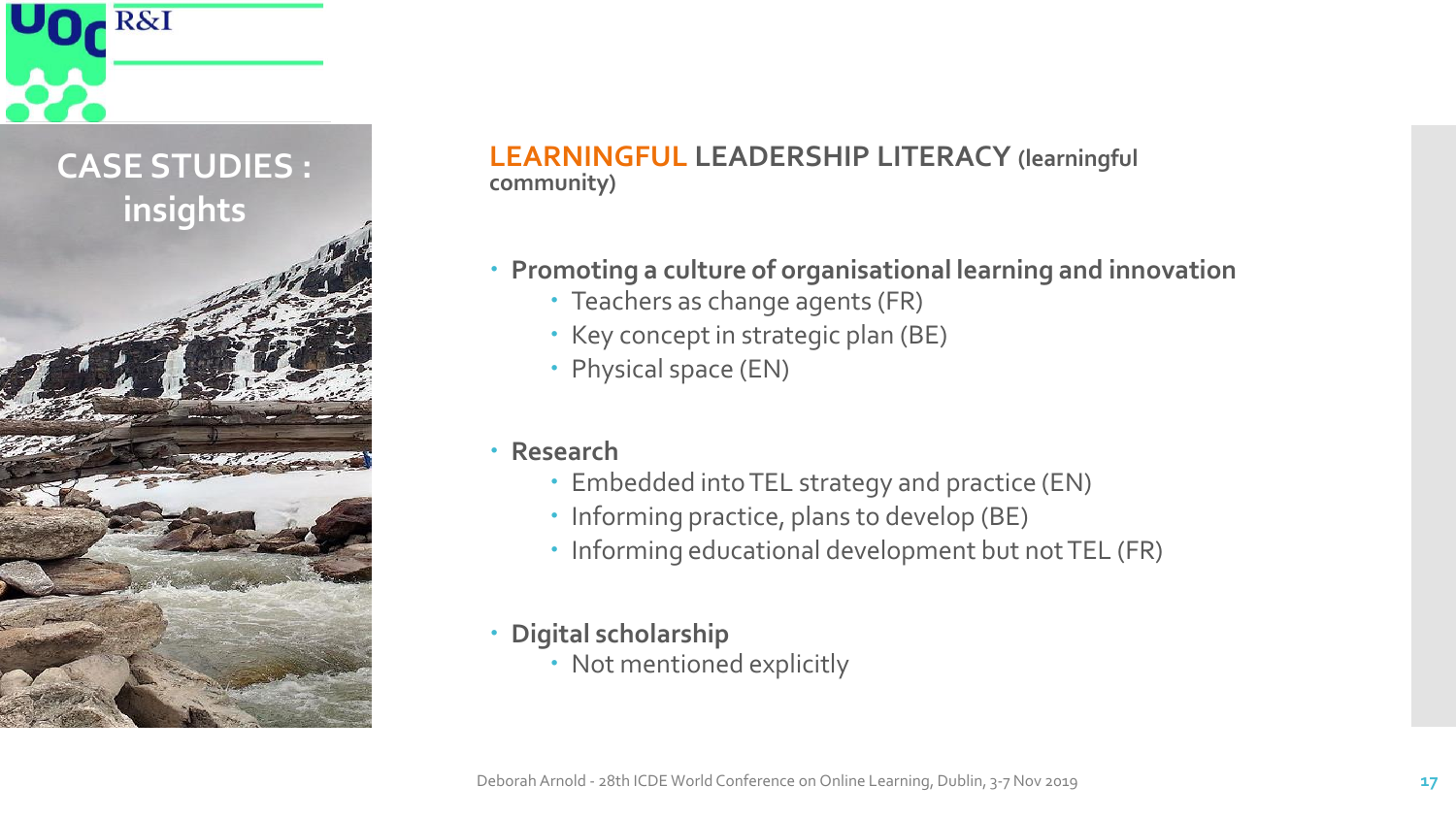## CASE STUDIES : insights

### LEARNINGFUL LEADERSHIP LITERACY (learningful community)

- **Promoting a culture of organisational learning and innovation**
  - Teachers as change agents (FR)
  - Key concept in strategic plan (BE)
  - Physical space (EN)

- **Research**
  - Embedded into TEL strategy and practice (EN)
  - Informing practice, plans to develop (BE)
  - Informing educational development but not TEL (FR)

- **Digital scholarship**
  - Not mentioned explicitly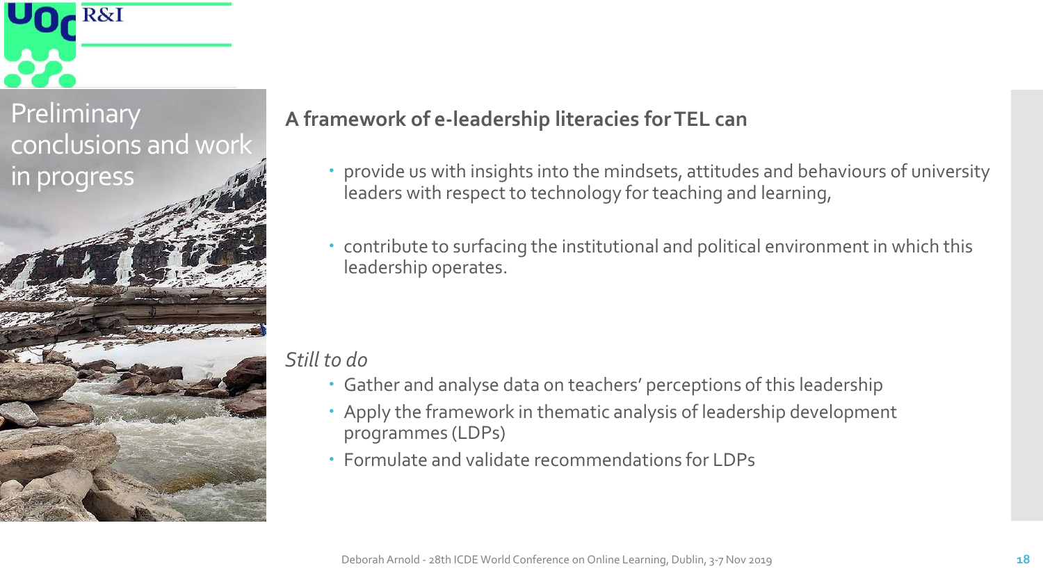# Preliminary conclusions and work in progress

**A framework of e-leadership literacies for TEL can**

- provide us with insights into the mindsets, attitudes and behaviours of university leaders with respect to technology for teaching and learning,
- contribute to surfacing the institutional and political environment in which this leadership operates.

*Still to do*

- Gather and analyse data on teachers' perceptions of this leadership
- Apply the framework in thematic analysis of leadership development programmes (LDPs)
- Formulate and validate recommendations for LDPs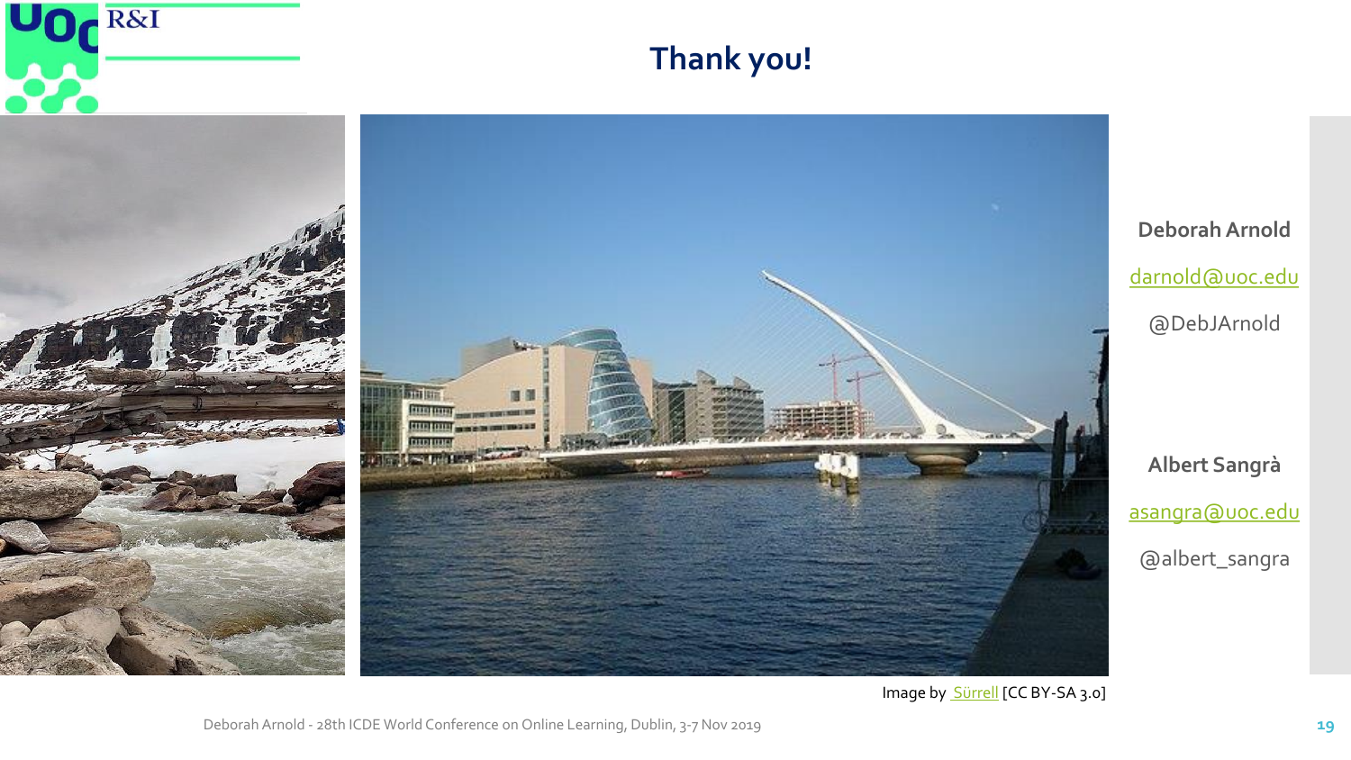# Thank you!

**Deborah Arnold**

darnold@uoc.edu

@DebJArnold

**Albert Sangrà**

asangra@uoc.edu

@albert_sangra

Image by Sürrell [CC BY-SA 3.0]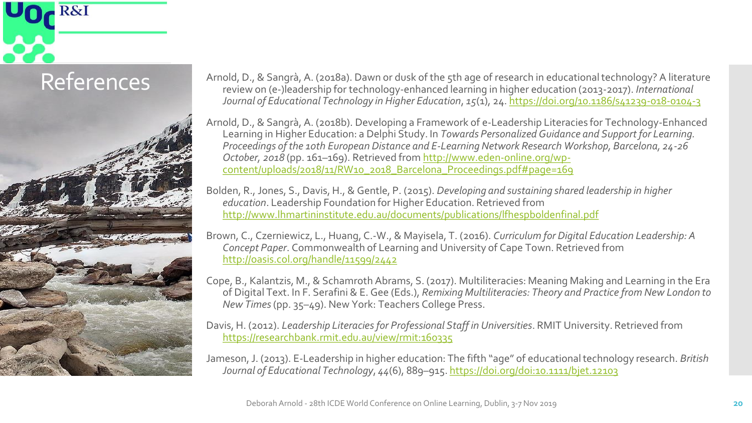# References

Arnold, D., & Sangrà, A. (2018a). Dawn or dusk of the 5th age of research in educational technology? A literature review on (e-)leadership for technology-enhanced learning in higher education (2013-2017). *International Journal of Educational Technology in Higher Education*, *15*(1), 24. https://doi.org/10.1186/s41239-018-0104-3

Arnold, D., & Sangrà, A. (2018b). Developing a Framework of e-Leadership Literacies for Technology-Enhanced Learning in Higher Education: a Delphi Study. In *Towards Personalized Guidance and Support for Learning. Proceedings of the 10th European Distance and E-Learning Network Research Workshop, Barcelona, 24-26 October, 2018* (pp. 161–169). Retrieved from http://www.eden-online.org/wp-content/uploads/2018/11/RW10_2018_Barcelona_Proceedings.pdf#page=169

Bolden, R., Jones, S., Davis, H., & Gentle, P. (2015). *Developing and sustaining shared leadership in higher education*. Leadership Foundation for Higher Education. Retrieved from http://www.lhmartininstitute.edu.au/documents/publications/lfhespboldenfinal.pdf

Brown, C., Czerniewicz, L., Huang, C.-W., & Mayisela, T. (2016). *Curriculum for Digital Education Leadership: A Concept Paper*. Commonwealth of Learning and University of Cape Town. Retrieved from http://oasis.col.org/handle/11599/2442

Cope, B., Kalantzis, M., & Schamroth Abrams, S. (2017). Multiliteracies: Meaning Making and Learning in the Era of Digital Text. In F. Serafini & E. Gee (Eds.), *Remixing Multiliteracies: Theory and Practice from New London to New Times* (pp. 35–49). New York: Teachers College Press.

Davis, H. (2012). *Leadership Literacies for Professional Staff in Universities*. RMIT University. Retrieved from https://researchbank.rmit.edu.au/view/rmit:160335

Jameson, J. (2013). E-Leadership in higher education: The fifth "age" of educational technology research. *British Journal of Educational Technology*, *44*(6), 889–915. https://doi.org/doi:10.1111/bjet.12103

Deborah Arnold - 28th ICDE World Conference on Online Learning, Dublin, 3-7 Nov 2019